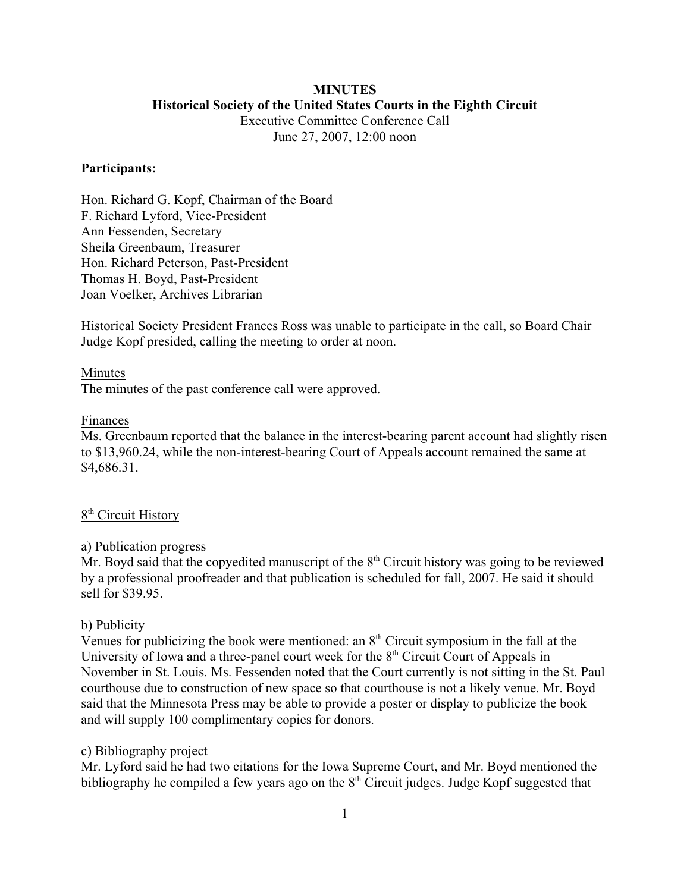**MINUTES**
**Historical Society of the United States Courts in the Eighth Circuit**
Executive Committee Conference Call
June 27, 2007, 12:00 noon

**Participants:**

Hon. Richard G. Kopf, Chairman of the Board
F. Richard Lyford, Vice-President
Ann Fessenden, Secretary
Sheila Greenbaum, Treasurer
Hon. Richard Peterson, Past-President
Thomas H. Boyd, Past-President
Joan Voelker, Archives Librarian

Historical Society President Frances Ross was unable to participate in the call, so Board Chair Judge Kopf presided, calling the meeting to order at noon.

Minutes
The minutes of the past conference call were approved.

Finances
Ms. Greenbaum reported that the balance in the interest-bearing parent account had slightly risen to $13,960.24, while the non-interest-bearing Court of Appeals account remained the same at $4,686.31.

8th Circuit History

a) Publication progress
Mr. Boyd said that the copyedited manuscript of the 8th Circuit history was going to be reviewed by a professional proofreader and that publication is scheduled for fall, 2007. He said it should sell for $39.95.

b) Publicity
Venues for publicizing the book were mentioned: an 8th Circuit symposium in the fall at the University of Iowa and a three-panel court week for the 8th Circuit Court of Appeals in November in St. Louis. Ms. Fessenden noted that the Court currently is not sitting in the St. Paul courthouse due to construction of new space so that courthouse is not a likely venue. Mr. Boyd said that the Minnesota Press may be able to provide a poster or display to publicize the book and will supply 100 complimentary copies for donors.

c) Bibliography project
Mr. Lyford said he had two citations for the Iowa Supreme Court, and Mr. Boyd mentioned the bibliography he compiled a few years ago on the 8th Circuit judges. Judge Kopf suggested that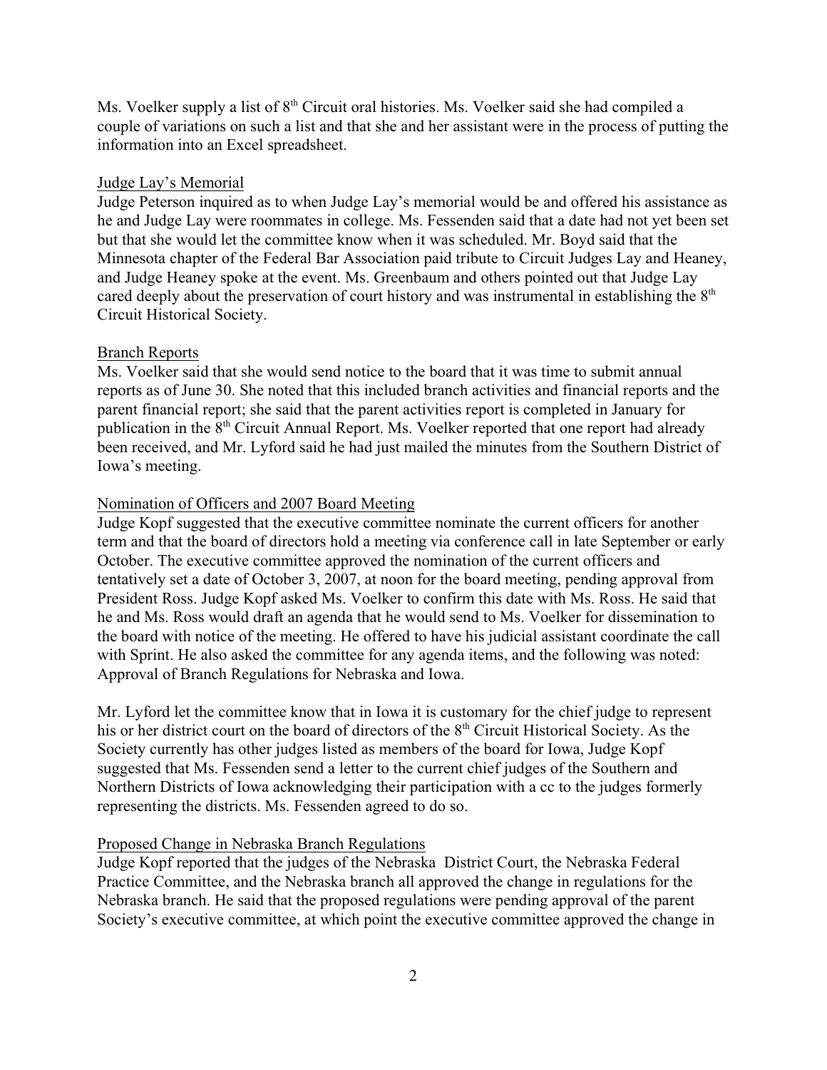Ms. Voelker supply a list of 8th Circuit oral histories. Ms. Voelker said she had compiled a couple of variations on such a list and that she and her assistant were in the process of putting the information into an Excel spreadsheet.

## Judge Lay's Memorial

Judge Peterson inquired as to when Judge Lay's memorial would be and offered his assistance as he and Judge Lay were roommates in college. Ms. Fessenden said that a date had not yet been set but that she would let the committee know when it was scheduled. Mr. Boyd said that the Minnesota chapter of the Federal Bar Association paid tribute to Circuit Judges Lay and Heaney, and Judge Heaney spoke at the event. Ms. Greenbaum and others pointed out that Judge Lay cared deeply about the preservation of court history and was instrumental in establishing the 8th Circuit Historical Society.

## Branch Reports

Ms. Voelker said that she would send notice to the board that it was time to submit annual reports as of June 30. She noted that this included branch activities and financial reports and the parent financial report; she said that the parent activities report is completed in January for publication in the 8th Circuit Annual Report. Ms. Voelker reported that one report had already been received, and Mr. Lyford said he had just mailed the minutes from the Southern District of Iowa's meeting.

## Nomination of Officers and 2007 Board Meeting

Judge Kopf suggested that the executive committee nominate the current officers for another term and that the board of directors hold a meeting via conference call in late September or early October. The executive committee approved the nomination of the current officers and tentatively set a date of October 3, 2007, at noon for the board meeting, pending approval from President Ross. Judge Kopf asked Ms. Voelker to confirm this date with Ms. Ross. He said that he and Ms. Ross would draft an agenda that he would send to Ms. Voelker for dissemination to the board with notice of the meeting. He offered to have his judicial assistant coordinate the call with Sprint. He also asked the committee for any agenda items, and the following was noted: Approval of Branch Regulations for Nebraska and Iowa.

Mr. Lyford let the committee know that in Iowa it is customary for the chief judge to represent his or her district court on the board of directors of the 8th Circuit Historical Society. As the Society currently has other judges listed as members of the board for Iowa, Judge Kopf suggested that Ms. Fessenden send a letter to the current chief judges of the Southern and Northern Districts of Iowa acknowledging their participation with a cc to the judges formerly representing the districts. Ms. Fessenden agreed to do so.

## Proposed Change in Nebraska Branch Regulations

Judge Kopf reported that the judges of the Nebraska District Court, the Nebraska Federal Practice Committee, and the Nebraska branch all approved the change in regulations for the Nebraska branch. He said that the proposed regulations were pending approval of the parent Society's executive committee, at which point the executive committee approved the change in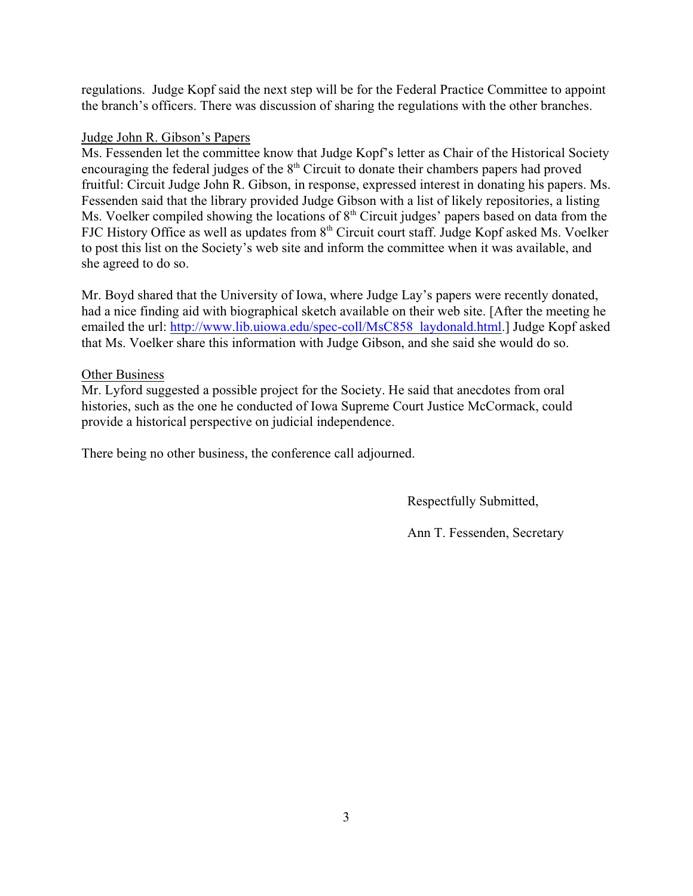regulations. Judge Kopf said the next step will be for the Federal Practice Committee to appoint the branch's officers. There was discussion of sharing the regulations with the other branches.

Judge John R. Gibson's Papers

Ms. Fessenden let the committee know that Judge Kopf's letter as Chair of the Historical Society encouraging the federal judges of the 8th Circuit to donate their chambers papers had proved fruitful: Circuit Judge John R. Gibson, in response, expressed interest in donating his papers. Ms. Fessenden said that the library provided Judge Gibson with a list of likely repositories, a listing Ms. Voelker compiled showing the locations of 8th Circuit judges' papers based on data from the FJC History Office as well as updates from 8th Circuit court staff. Judge Kopf asked Ms. Voelker to post this list on the Society's web site and inform the committee when it was available, and she agreed to do so.

Mr. Boyd shared that the University of Iowa, where Judge Lay's papers were recently donated, had a nice finding aid with biographical sketch available on their web site. [After the meeting he emailed the url: http://www.lib.uiowa.edu/spec-coll/MsC858_laydonald.html.] Judge Kopf asked that Ms. Voelker share this information with Judge Gibson, and she said she would do so.

Other Business

Mr. Lyford suggested a possible project for the Society. He said that anecdotes from oral histories, such as the one he conducted of Iowa Supreme Court Justice McCormack, could provide a historical perspective on judicial independence.

There being no other business, the conference call adjourned.

Respectfully Submitted,

Ann T. Fessenden, Secretary